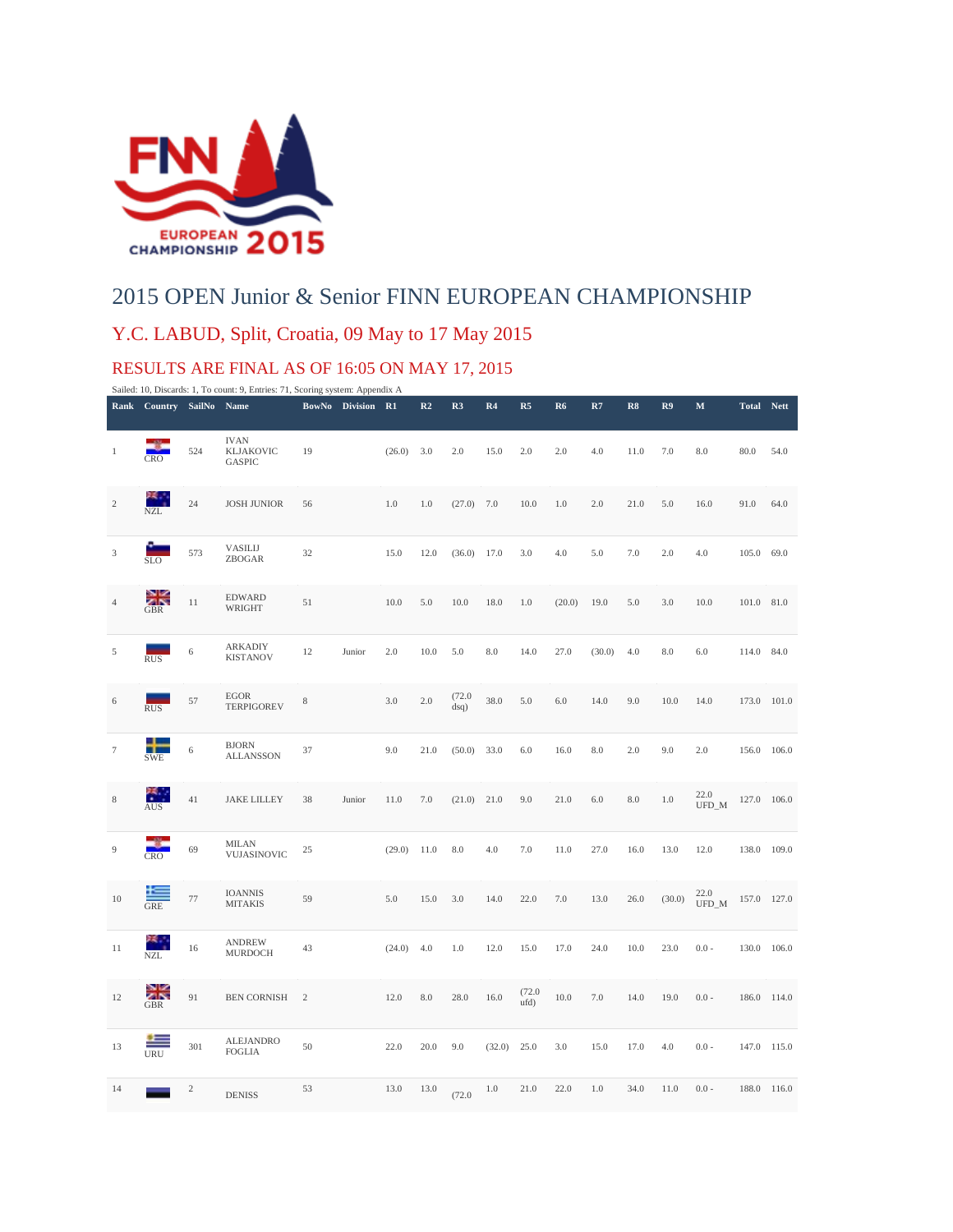# 2015 OPEN Junior & Senior FINN EUROPEAN CHAMPIONSHIP

## Y.C. LABUD, Split, Croatia, 09 May to 17 May 2015

## RESULTS ARE FINAL AS OF 16:05 ON MAY 17, 2015

Sailed: 10, Discards: 1, To count: 9, Entries: 71, Scoring system: Appendix A

| Rank | Country | SailNo | Name | BowNo | Division | R1 | R2 | R3 | R4 | R5 | R6 | R7 | R8 | R9 | M | Total | Nett |
|---|---|---|---|---|---|---|---|---|---|---|---|---|---|---|---|---|---|
| 1 | CRO | 524 | IVAN KLJAKOVIC GASPIC | 19 | | (26.0) | 3.0 | 2.0 | 15.0 | 2.0 | 2.0 | 4.0 | 11.0 | 7.0 | 8.0 | 80.0 | 54.0 |
| 2 | NZL | 24 | JOSH JUNIOR | 56 | | 1.0 | 1.0 | (27.0) | 7.0 | 10.0 | 1.0 | 2.0 | 21.0 | 5.0 | 16.0 | 91.0 | 64.0 |
| 3 | SLO | 573 | VASILIJ ZBOGAR | 32 | | 15.0 | 12.0 | (36.0) | 17.0 | 3.0 | 4.0 | 5.0 | 7.0 | 2.0 | 4.0 | 105.0 | 69.0 |
| 4 | GBR | 11 | EDWARD WRIGHT | 51 | | 10.0 | 5.0 | 10.0 | 18.0 | 1.0 | (20.0) | 19.0 | 5.0 | 3.0 | 10.0 | 101.0 | 81.0 |
| 5 | RUS | 6 | ARKADIY KISTANOV | 12 | Junior | 2.0 | 10.0 | 5.0 | 8.0 | 14.0 | 27.0 | (30.0) | 4.0 | 8.0 | 6.0 | 114.0 | 84.0 |
| 6 | RUS | 57 | EGOR TERPIGOREV | 8 | | 3.0 | 2.0 | (72.0 dsq) | 38.0 | 5.0 | 6.0 | 14.0 | 9.0 | 10.0 | 14.0 | 173.0 | 101.0 |
| 7 | SWE | 6 | BJORN ALLANSSON | 37 | | 9.0 | 21.0 | (50.0) | 33.0 | 6.0 | 16.0 | 8.0 | 2.0 | 9.0 | 2.0 | 156.0 | 106.0 |
| 8 | AUS | 41 | JAKE LILLEY | 38 | Junior | 11.0 | 7.0 | (21.0) | 21.0 | 9.0 | 21.0 | 6.0 | 8.0 | 1.0 | 22.0 UFD_M | 127.0 | 106.0 |
| 9 | CRO | 69 | MILAN VUJASINOVIC | 25 | | (29.0) | 11.0 | 8.0 | 4.0 | 7.0 | 11.0 | 27.0 | 16.0 | 13.0 | 12.0 | 138.0 | 109.0 |
| 10 | GRE | 77 | IOANNIS MITAKIS | 59 | | 5.0 | 15.0 | 3.0 | 14.0 | 22.0 | 7.0 | 13.0 | 26.0 | (30.0) | 22.0 UFD_M | 157.0 | 127.0 |
| 11 | NZL | 16 | ANDREW MURDOCH | 43 | | (24.0) | 4.0 | 1.0 | 12.0 | 15.0 | 17.0 | 24.0 | 10.0 | 23.0 | 0.0 - | 130.0 | 106.0 |
| 12 | GBR | 91 | BEN CORNISH | 2 | | 12.0 | 8.0 | 28.0 | 16.0 | (72.0 ufd) | 10.0 | 7.0 | 14.0 | 19.0 | 0.0 - | 186.0 | 114.0 |
| 13 | URU | 301 | ALEJANDRO FOGLIA | 50 | | 22.0 | 20.0 | 9.0 | (32.0) | 25.0 | 3.0 | 15.0 | 17.0 | 4.0 | 0.0 - | 147.0 | 115.0 |
| 14 | | 2 | DENISS | 53 | | 13.0 | 13.0 | (72.0 | 1.0 | 21.0 | 22.0 | 1.0 | 34.0 | 11.0 | 0.0 - | 188.0 | 116.0 |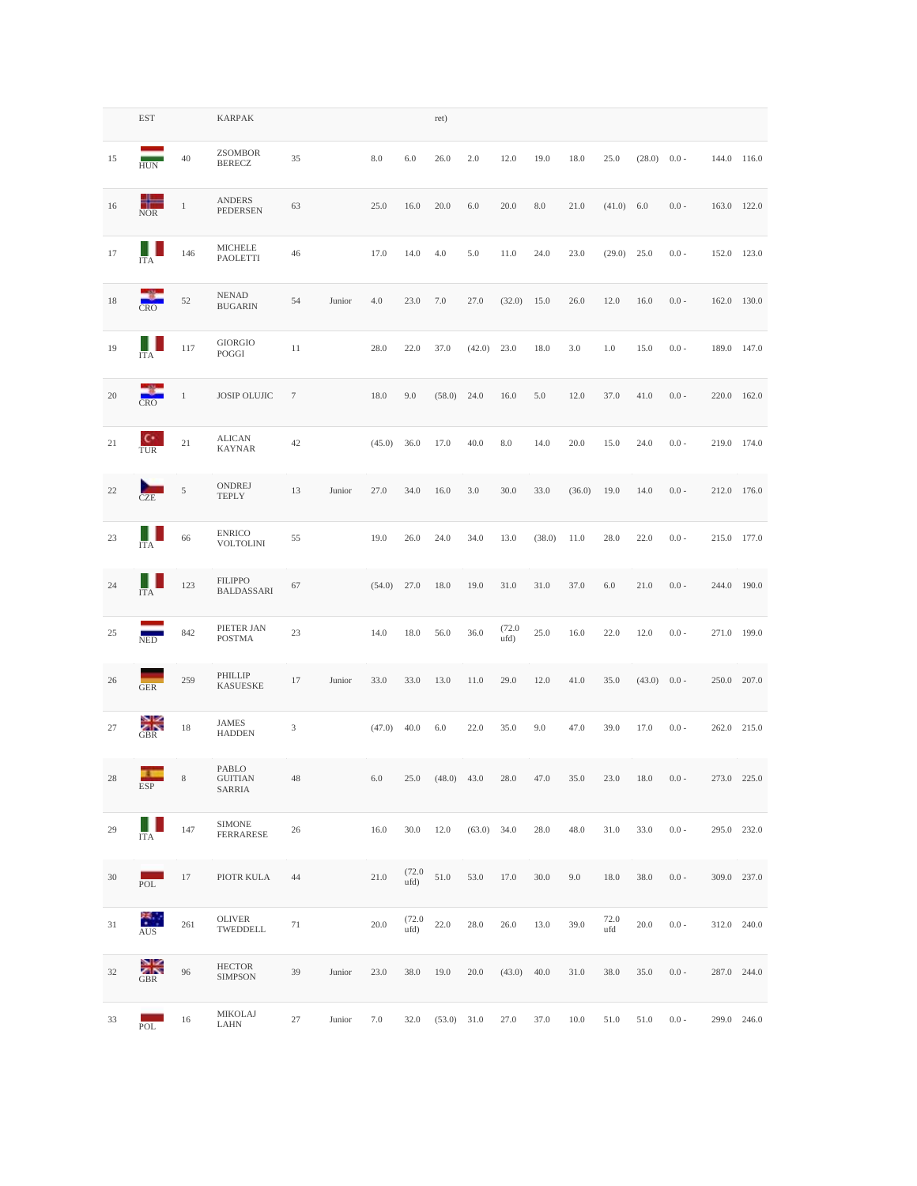| | | | | | | | | | | | | | | | | | | | |
|---|---|---|---|---|---|---|---|---|---|---|---|---|---|---|---|---|---|---|---|
| | EST | | KARPAK | | | | | ret) | | | | | | | | | | | |
| 15 | HUN | 40 | ZSOMBOR BERECZ | 35 | | 8.0 | 6.0 | 26.0 | 2.0 | 12.0 | 19.0 | 18.0 | 25.0 | (28.0) | 0.0 - | | 144.0 | 116.0 |
| 16 | NOR | 1 | ANDERS PEDERSEN | 63 | | 25.0 | 16.0 | 20.0 | 6.0 | 20.0 | 8.0 | 21.0 | (41.0) | 6.0 | 0.0 - | | 163.0 | 122.0 |
| 17 | ITA | 146 | MICHELE PAOLETTI | 46 | | 17.0 | 14.0 | 4.0 | 5.0 | 11.0 | 24.0 | 23.0 | (29.0) | 25.0 | 0.0 - | | 152.0 | 123.0 |
| 18 | CRO | 52 | NENAD BUGARIN | 54 | Junior | 4.0 | 23.0 | 7.0 | 27.0 | (32.0) | 15.0 | 26.0 | 12.0 | 16.0 | 0.0 - | | 162.0 | 130.0 |
| 19 | ITA | 117 | GIORGIO POGGI | 11 | | 28.0 | 22.0 | 37.0 | (42.0) | 23.0 | 18.0 | 3.0 | 1.0 | 15.0 | 0.0 - | | 189.0 | 147.0 |
| 20 | CRO | 1 | JOSIP OLUJIC | 7 | | 18.0 | 9.0 | (58.0) | 24.0 | 16.0 | 5.0 | 12.0 | 37.0 | 41.0 | 0.0 - | | 220.0 | 162.0 |
| 21 | TUR | 21 | ALICAN KAYNAR | 42 | | (45.0) | 36.0 | 17.0 | 40.0 | 8.0 | 14.0 | 20.0 | 15.0 | 24.0 | 0.0 - | | 219.0 | 174.0 |
| 22 | CZE | 5 | ONDREJ TEPLY | 13 | Junior | 27.0 | 34.0 | 16.0 | 3.0 | 30.0 | 33.0 | (36.0) | 19.0 | 14.0 | 0.0 - | | 212.0 | 176.0 |
| 23 | ITA | 66 | ENRICO VOLTOLINI | 55 | | 19.0 | 26.0 | 24.0 | 34.0 | 13.0 | (38.0) | 11.0 | 28.0 | 22.0 | 0.0 - | | 215.0 | 177.0 |
| 24 | ITA | 123 | FILIPPO BALDASSARI | 67 | | (54.0) | 27.0 | 18.0 | 19.0 | 31.0 | 31.0 | 37.0 | 6.0 | 21.0 | 0.0 - | | 244.0 | 190.0 |
| 25 | NED | 842 | PIETER JAN POSTMA | 23 | | 14.0 | 18.0 | 56.0 | 36.0 | (72.0 ufd) | 25.0 | 16.0 | 22.0 | 12.0 | 0.0 - | | 271.0 | 199.0 |
| 26 | GER | 259 | PHILLIP KASUESKE | 17 | Junior | 33.0 | 33.0 | 13.0 | 11.0 | 29.0 | 12.0 | 41.0 | 35.0 | (43.0) | 0.0 - | | 250.0 | 207.0 |
| 27 | GBR | 18 | JAMES HADDEN | 3 | | (47.0) | 40.0 | 6.0 | 22.0 | 35.0 | 9.0 | 47.0 | 39.0 | 17.0 | 0.0 - | | 262.0 | 215.0 |
| 28 | ESP | 8 | PABLO GUITIAN SARRIA | 48 | | 6.0 | 25.0 | (48.0) | 43.0 | 28.0 | 47.0 | 35.0 | 23.0 | 18.0 | 0.0 - | | 273.0 | 225.0 |
| 29 | ITA | 147 | SIMONE FERRARESE | 26 | | 16.0 | 30.0 | 12.0 | (63.0) | 34.0 | 28.0 | 48.0 | 31.0 | 33.0 | 0.0 - | | 295.0 | 232.0 |
| 30 | POL | 17 | PIOTR KULA | 44 | | 21.0 | (72.0 ufd) | 51.0 | 53.0 | 17.0 | 30.0 | 9.0 | 18.0 | 38.0 | 0.0 - | | 309.0 | 237.0 |
| 31 | AUS | 261 | OLIVER TWEDDELL | 71 | | 20.0 | (72.0 ufd) | 22.0 | 28.0 | 26.0 | 13.0 | 39.0 | 72.0 ufd | 20.0 | 0.0 - | | 312.0 | 240.0 |
| 32 | GBR | 96 | HECTOR SIMPSON | 39 | Junior | 23.0 | 38.0 | 19.0 | 20.0 | (43.0) | 40.0 | 31.0 | 38.0 | 35.0 | 0.0 - | | 287.0 | 244.0 |
| 33 | POL | 16 | MIKOLAJ LAHN | 27 | Junior | 7.0 | 32.0 | (53.0) | 31.0 | 27.0 | 37.0 | 10.0 | 51.0 | 51.0 | 0.0 - | | 299.0 | 246.0 |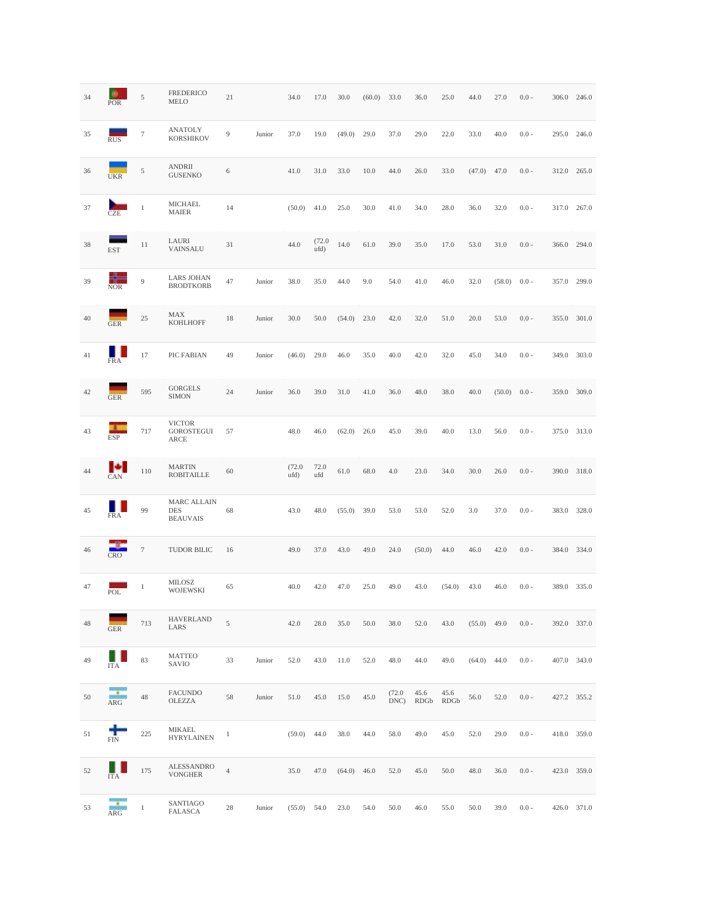| | | | | | | | | | | | | | | | | | | |
|---|---|---|---|---|---|---|---|---|---|---|---|---|---|---|---|---|---|---|
| 34 | POR | 5 | FREDERICO MELO | 21 | | 34.0 | 17.0 | 30.0 | (60.0) | 33.0 | 36.0 | 25.0 | 44.0 | 27.0 | 0.0 - | 306.0 | 246.0 |
| 35 | RUS | 7 | ANATOLY KORSHIKOV | 9 | Junior | 37.0 | 19.0 | (49.0) | 29.0 | 37.0 | 29.0 | 22.0 | 33.0 | 40.0 | 0.0 - | 295.0 | 246.0 |
| 36 | UKR | 5 | ANDRII GUSENKO | 6 | | 41.0 | 31.0 | 33.0 | 10.0 | 44.0 | 26.0 | 33.0 | (47.0) | 47.0 | 0.0 - | 312.0 | 265.0 |
| 37 | CZE | 1 | MICHAEL MAIER | 14 | | (50.0) | 41.0 | 25.0 | 30.0 | 41.0 | 34.0 | 28.0 | 36.0 | 32.0 | 0.0 - | 317.0 | 267.0 |
| 38 | EST | 11 | LAURI VAINSALU | 31 | | 44.0 | (72.0 ufd) | 14.0 | 61.0 | 39.0 | 35.0 | 17.0 | 53.0 | 31.0 | 0.0 - | 366.0 | 294.0 |
| 39 | NOR | 9 | LARS JOHAN BRODTKORB | 47 | Junior | 38.0 | 35.0 | 44.0 | 9.0 | 54.0 | 41.0 | 46.0 | 32.0 | (58.0) | 0.0 - | 357.0 | 299.0 |
| 40 | GER | 25 | MAX KOHLHOFF | 18 | Junior | 30.0 | 50.0 | (54.0) | 23.0 | 42.0 | 32.0 | 51.0 | 20.0 | 53.0 | 0.0 - | 355.0 | 301.0 |
| 41 | FRA | 17 | PIC FABIAN | 49 | Junior | (46.0) | 29.0 | 46.0 | 35.0 | 40.0 | 42.0 | 32.0 | 45.0 | 34.0 | 0.0 - | 349.0 | 303.0 |
| 42 | GER | 595 | GORGELS SIMON | 24 | Junior | 36.0 | 39.0 | 31.0 | 41.0 | 36.0 | 48.0 | 38.0 | 40.0 | (50.0) | 0.0 - | 359.0 | 309.0 |
| 43 | ESP | 717 | VICTOR GOROSTEGUI ARCE | 57 | | 48.0 | 46.0 | (62.0) | 26.0 | 45.0 | 39.0 | 40.0 | 13.0 | 56.0 | 0.0 - | 375.0 | 313.0 |
| 44 | CAN | 110 | MARTIN ROBITAILLE | 60 | | (72.0 ufd) | 72.0 ufd | 61.0 | 68.0 | 4.0 | 23.0 | 34.0 | 30.0 | 26.0 | 0.0 - | 390.0 | 318.0 |
| 45 | FRA | 99 | MARC ALLAIN DES BEAUVAIS | 68 | | 43.0 | 48.0 | (55.0) | 39.0 | 53.0 | 53.0 | 52.0 | 3.0 | 37.0 | 0.0 - | 383.0 | 328.0 |
| 46 | CRO | 7 | TUDOR BILIC | 16 | | 49.0 | 37.0 | 43.0 | 49.0 | 24.0 | (50.0) | 44.0 | 46.0 | 42.0 | 0.0 - | 384.0 | 334.0 |
| 47 | POL | 1 | MILOSZ WOJEWSKI | 65 | | 40.0 | 42.0 | 47.0 | 25.0 | 49.0 | 43.0 | (54.0) | 43.0 | 46.0 | 0.0 - | 389.0 | 335.0 |
| 48 | GER | 713 | HAVERLAND LARS | 5 | | 42.0 | 28.0 | 35.0 | 50.0 | 38.0 | 52.0 | 43.0 | (55.0) | 49.0 | 0.0 - | 392.0 | 337.0 |
| 49 | ITA | 83 | MATTEO SAVIO | 33 | Junior | 52.0 | 43.0 | 11.0 | 52.0 | 48.0 | 44.0 | 49.0 | (64.0) | 44.0 | 0.0 - | 407.0 | 343.0 |
| 50 | ARG | 48 | FACUNDO OLEZZA | 58 | Junior | 51.0 | 45.0 | 15.0 | 45.0 | (72.0 DNC) | 45.6 RDGb | 45.6 RDGb | 56.0 | 52.0 | 0.0 - | 427.2 | 355.2 |
| 51 | FIN | 225 | MIKAEL HYRYLAINEN | 1 | | (59.0) | 44.0 | 38.0 | 44.0 | 58.0 | 49.0 | 45.0 | 52.0 | 29.0 | 0.0 - | 418.0 | 359.0 |
| 52 | ITA | 175 | ALESSANDRO VONGHER | 4 | | 35.0 | 47.0 | (64.0) | 46.0 | 52.0 | 45.0 | 50.0 | 48.0 | 36.0 | 0.0 - | 423.0 | 359.0 |
| 53 | ARG | 1 | SANTIAGO FALASCA | 28 | Junior | (55.0) | 54.0 | 23.0 | 54.0 | 50.0 | 46.0 | 55.0 | 50.0 | 39.0 | 0.0 - | 426.0 | 371.0 |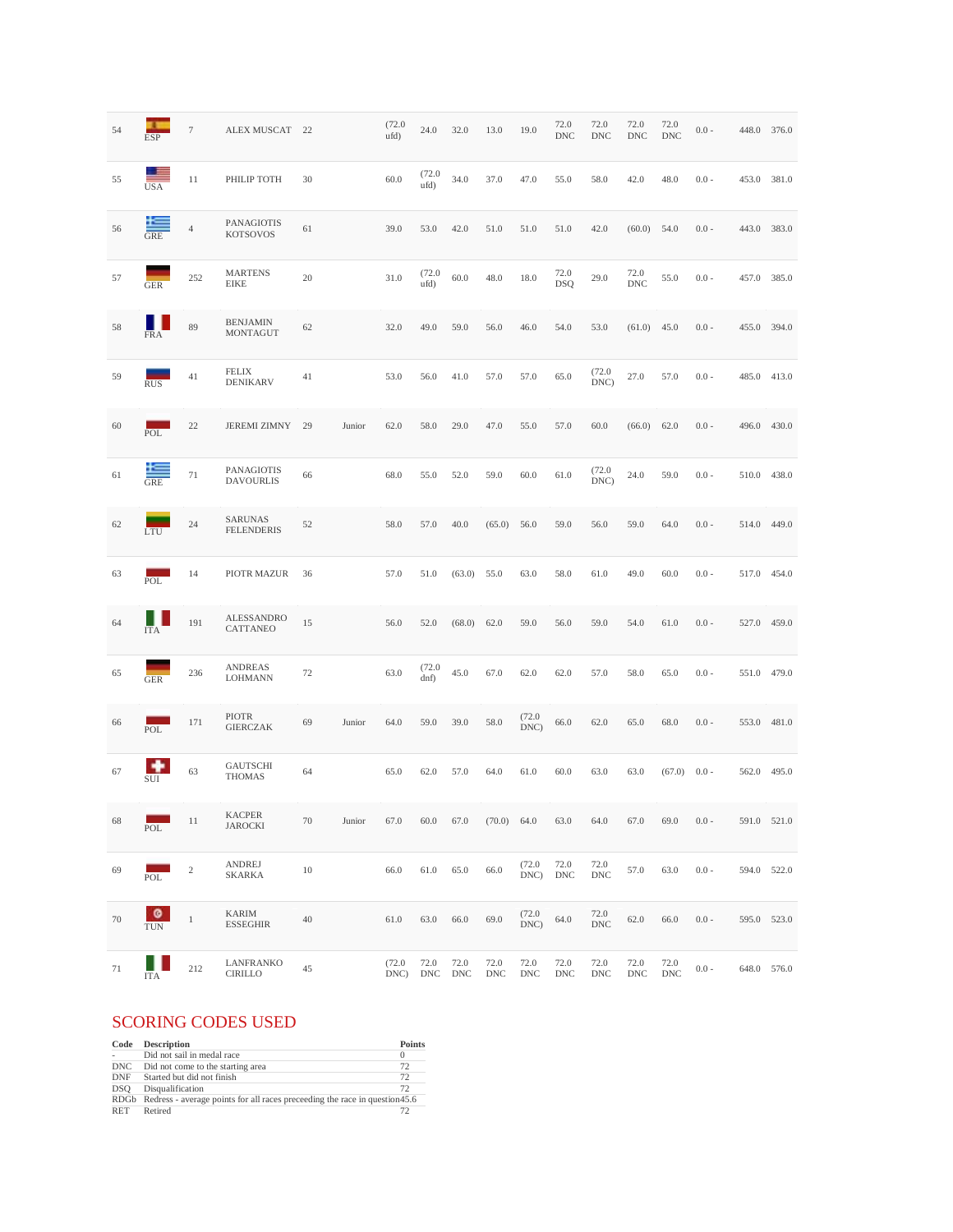| | | | | | | | | | | | | | | | | | | |
|---|---|---|---|---|---|---|---|---|---|---|---|---|---|---|---|---|---|---|
| 54 | ESP | 7 | ALEX MUSCAT | 22 | | (72.0 ufd) | 24.0 | 32.0 | 13.0 | 19.0 | 72.0 DNC | 72.0 DNC | 72.0 DNC | 72.0 DNC | 0.0 - | | 448.0 | 376.0 |
| 55 | USA | 11 | PHILIP TOTH | 30 | | 60.0 | (72.0 ufd) | 34.0 | 37.0 | 47.0 | 55.0 | 58.0 | 42.0 | 48.0 | 0.0 - | | 453.0 | 381.0 |
| 56 | GRE | 4 | PANAGIOTIS KOTSOVOS | 61 | | 39.0 | 53.0 | 42.0 | 51.0 | 51.0 | 51.0 | 42.0 | (60.0) | 54.0 | 0.0 - | | 443.0 | 383.0 |
| 57 | GER | 252 | MARTENS EIKE | 20 | | 31.0 | (72.0 ufd) | 60.0 | 48.0 | 18.0 | 72.0 DSQ | 29.0 | 72.0 DNC | 55.0 | 0.0 - | | 457.0 | 385.0 |
| 58 | FRA | 89 | BENJAMIN MONTAGUT | 62 | | 32.0 | 49.0 | 59.0 | 56.0 | 46.0 | 54.0 | 53.0 | (61.0) | 45.0 | 0.0 - | | 455.0 | 394.0 |
| 59 | RUS | 41 | FELIX DENIKARV | 41 | | 53.0 | 56.0 | 41.0 | 57.0 | 57.0 | 65.0 | (72.0 DNC) | 27.0 | 57.0 | 0.0 - | | 485.0 | 413.0 |
| 60 | POL | 22 | JEREMI ZIMNY | 29 | Junior | 62.0 | 58.0 | 29.0 | 47.0 | 55.0 | 57.0 | 60.0 | (66.0) | 62.0 | 0.0 - | | 496.0 | 430.0 |
| 61 | GRE | 71 | PANAGIOTIS DAVOURLIS | 66 | | 68.0 | 55.0 | 52.0 | 59.0 | 60.0 | 61.0 | (72.0 DNC) | 24.0 | 59.0 | 0.0 - | | 510.0 | 438.0 |
| 62 | LTU | 24 | SARUNAS FELENDERIS | 52 | | 58.0 | 57.0 | 40.0 | (65.0) | 56.0 | 59.0 | 56.0 | 59.0 | 64.0 | 0.0 - | | 514.0 | 449.0 |
| 63 | POL | 14 | PIOTR MAZUR | 36 | | 57.0 | 51.0 | (63.0) | 55.0 | 63.0 | 58.0 | 61.0 | 49.0 | 60.0 | 0.0 - | | 517.0 | 454.0 |
| 64 | ITA | 191 | ALESSANDRO CATTANEO | 15 | | 56.0 | 52.0 | (68.0) | 62.0 | 59.0 | 56.0 | 59.0 | 54.0 | 61.0 | 0.0 - | | 527.0 | 459.0 |
| 65 | GER | 236 | ANDREAS LOHMANN | 72 | | 63.0 | (72.0 dnf) | 45.0 | 67.0 | 62.0 | 62.0 | 57.0 | 58.0 | 65.0 | 0.0 - | | 551.0 | 479.0 |
| 66 | POL | 171 | PIOTR GIERCZAK | 69 | Junior | 64.0 | 59.0 | 39.0 | 58.0 | (72.0 DNC) | 66.0 | 62.0 | 65.0 | 68.0 | 0.0 - | | 553.0 | 481.0 |
| 67 | SUI | 63 | GAUTSCHI THOMAS | 64 | | 65.0 | 62.0 | 57.0 | 64.0 | 61.0 | 60.0 | 63.0 | 63.0 | (67.0) | 0.0 - | | 562.0 | 495.0 |
| 68 | POL | 11 | KACPER JAROCKI | 70 | Junior | 67.0 | 60.0 | 67.0 | (70.0) | 64.0 | 63.0 | 64.0 | 67.0 | 69.0 | 0.0 - | | 591.0 | 521.0 |
| 69 | POL | 2 | ANDREJ SKARKA | 10 | | 66.0 | 61.0 | 65.0 | 66.0 | (72.0 DNC) | 72.0 DNC | 72.0 DNC | 57.0 | 63.0 | 0.0 - | | 594.0 | 522.0 |
| 70 | TUN | 1 | KARIM ESSEGHIR | 40 | | 61.0 | 63.0 | 66.0 | 69.0 | (72.0 DNC) | 64.0 | 72.0 DNC | 62.0 | 66.0 | 0.0 - | | 595.0 | 523.0 |
| 71 | ITA | 212 | LANFRANKO CIRILLO | 45 | | (72.0 DNC) | 72.0 DNC | 72.0 DNC | 72.0 DNC | 72.0 DNC | 72.0 DNC | 72.0 DNC | 72.0 DNC | 72.0 DNC | 0.0 - | | 648.0 | 576.0 |

## SCORING CODES USED

| Code | Description | Points |
|---|---|---|
| - | Did not sail in medal race | 0 |
| DNC | Did not come to the starting area | 72 |
| DNF | Started but did not finish | 72 |
| DSQ | Disqualification | 72 |
| RDGb | Redress - average points for all races preceeding the race in question | 45.6 |
| RET | Retired | 72 |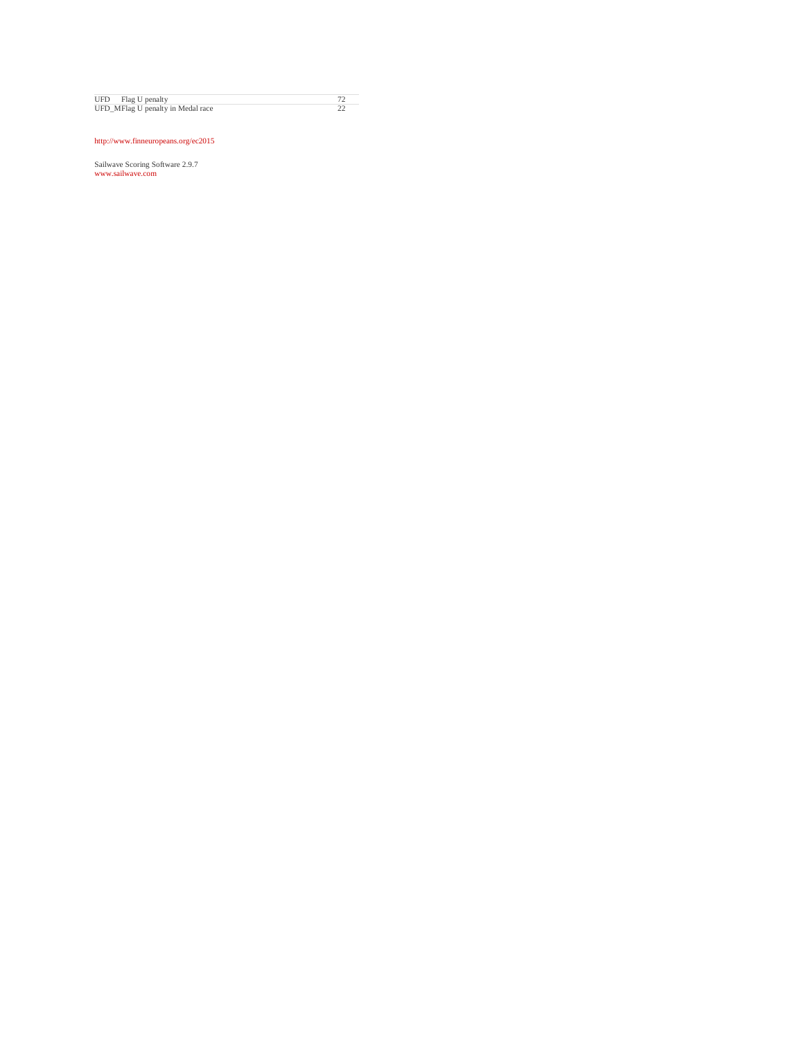| | | |
|---|---|---|
| UFD | Flag U penalty | 72 |
| UFD_M | Flag U penalty in Medal race | 22 |

http://www.finneuropeans.org/ec2015

Sailwave Scoring Software 2.9.7
www.sailwave.com